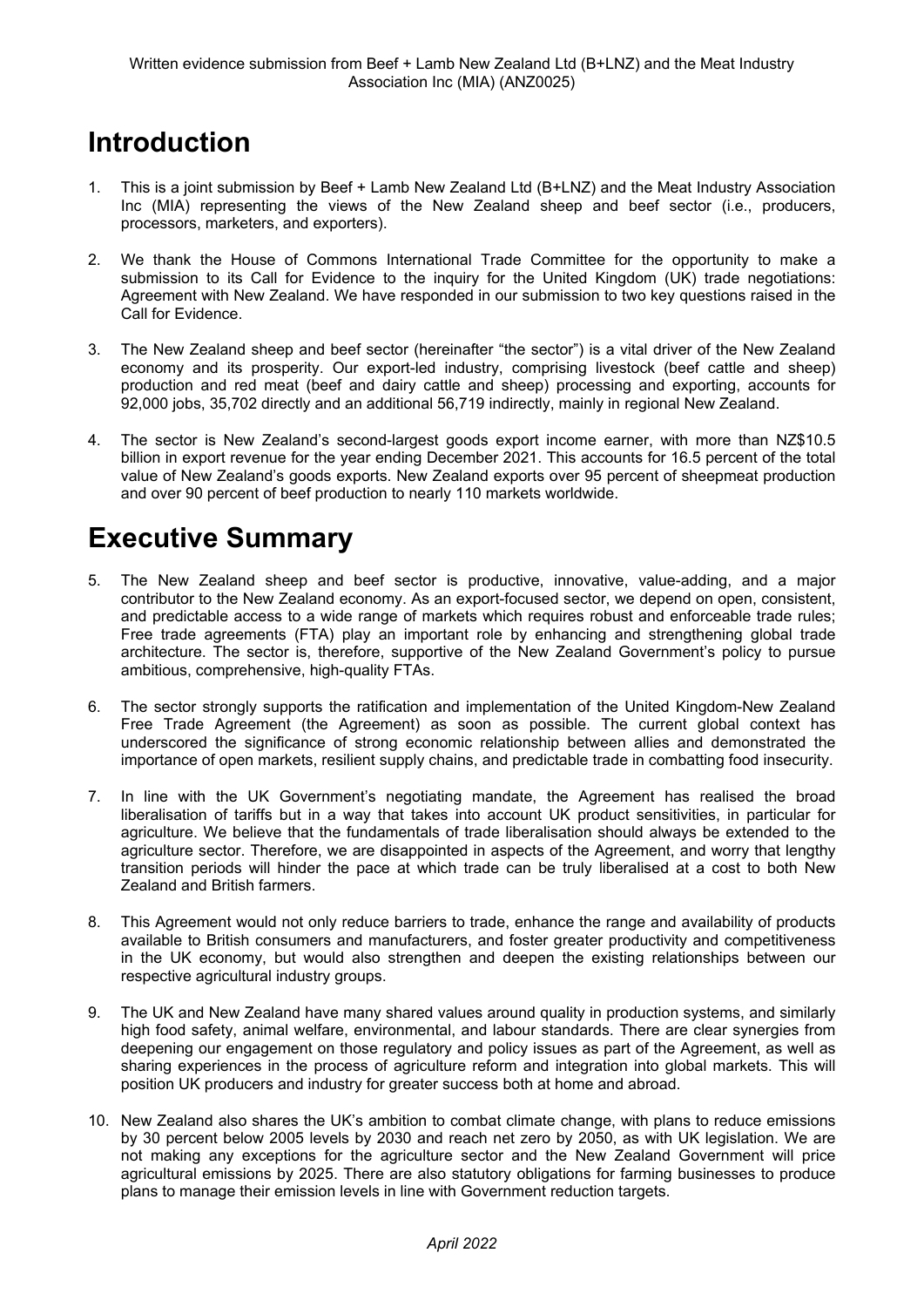Written evidence submission from Beef + Lamb New Zealand Ltd (B+LNZ) and the Meat Industry Association Inc (MIA) (ANZ0025)

# Introduction

1. This is a joint submission by Beef + Lamb New Zealand Ltd (B+LNZ) and the Meat Industry Association Inc (MIA) representing the views of the New Zealand sheep and beef sector (i.e., producers, processors, marketers, and exporters).

2. We thank the House of Commons International Trade Committee for the opportunity to make a submission to its Call for Evidence to the inquiry for the United Kingdom (UK) trade negotiations: Agreement with New Zealand. We have responded in our submission to two key questions raised in the Call for Evidence.

3. The New Zealand sheep and beef sector (hereinafter "the sector") is a vital driver of the New Zealand economy and its prosperity. Our export-led industry, comprising livestock (beef cattle and sheep) production and red meat (beef and dairy cattle and sheep) processing and exporting, accounts for 92,000 jobs, 35,702 directly and an additional 56,719 indirectly, mainly in regional New Zealand.

4. The sector is New Zealand's second-largest goods export income earner, with more than NZ$10.5 billion in export revenue for the year ending December 2021. This accounts for 16.5 percent of the total value of New Zealand's goods exports. New Zealand exports over 95 percent of sheepmeat production and over 90 percent of beef production to nearly 110 markets worldwide.

# Executive Summary

5. The New Zealand sheep and beef sector is productive, innovative, value-adding, and a major contributor to the New Zealand economy. As an export-focused sector, we depend on open, consistent, and predictable access to a wide range of markets which requires robust and enforceable trade rules; Free trade agreements (FTA) play an important role by enhancing and strengthening global trade architecture. The sector is, therefore, supportive of the New Zealand Government's policy to pursue ambitious, comprehensive, high-quality FTAs.

6. The sector strongly supports the ratification and implementation of the United Kingdom-New Zealand Free Trade Agreement (the Agreement) as soon as possible. The current global context has underscored the significance of strong economic relationship between allies and demonstrated the importance of open markets, resilient supply chains, and predictable trade in combatting food insecurity.

7. In line with the UK Government's negotiating mandate, the Agreement has realised the broad liberalisation of tariffs but in a way that takes into account UK product sensitivities, in particular for agriculture. We believe that the fundamentals of trade liberalisation should always be extended to the agriculture sector. Therefore, we are disappointed in aspects of the Agreement, and worry that lengthy transition periods will hinder the pace at which trade can be truly liberalised at a cost to both New Zealand and British farmers.

8. This Agreement would not only reduce barriers to trade, enhance the range and availability of products available to British consumers and manufacturers, and foster greater productivity and competitiveness in the UK economy, but would also strengthen and deepen the existing relationships between our respective agricultural industry groups.

9. The UK and New Zealand have many shared values around quality in production systems, and similarly high food safety, animal welfare, environmental, and labour standards. There are clear synergies from deepening our engagement on those regulatory and policy issues as part of the Agreement, as well as sharing experiences in the process of agriculture reform and integration into global markets. This will position UK producers and industry for greater success both at home and abroad.

10. New Zealand also shares the UK's ambition to combat climate change, with plans to reduce emissions by 30 percent below 2005 levels by 2030 and reach net zero by 2050, as with UK legislation. We are not making any exceptions for the agriculture sector and the New Zealand Government will price agricultural emissions by 2025. There are also statutory obligations for farming businesses to produce plans to manage their emission levels in line with Government reduction targets.

*April 2022*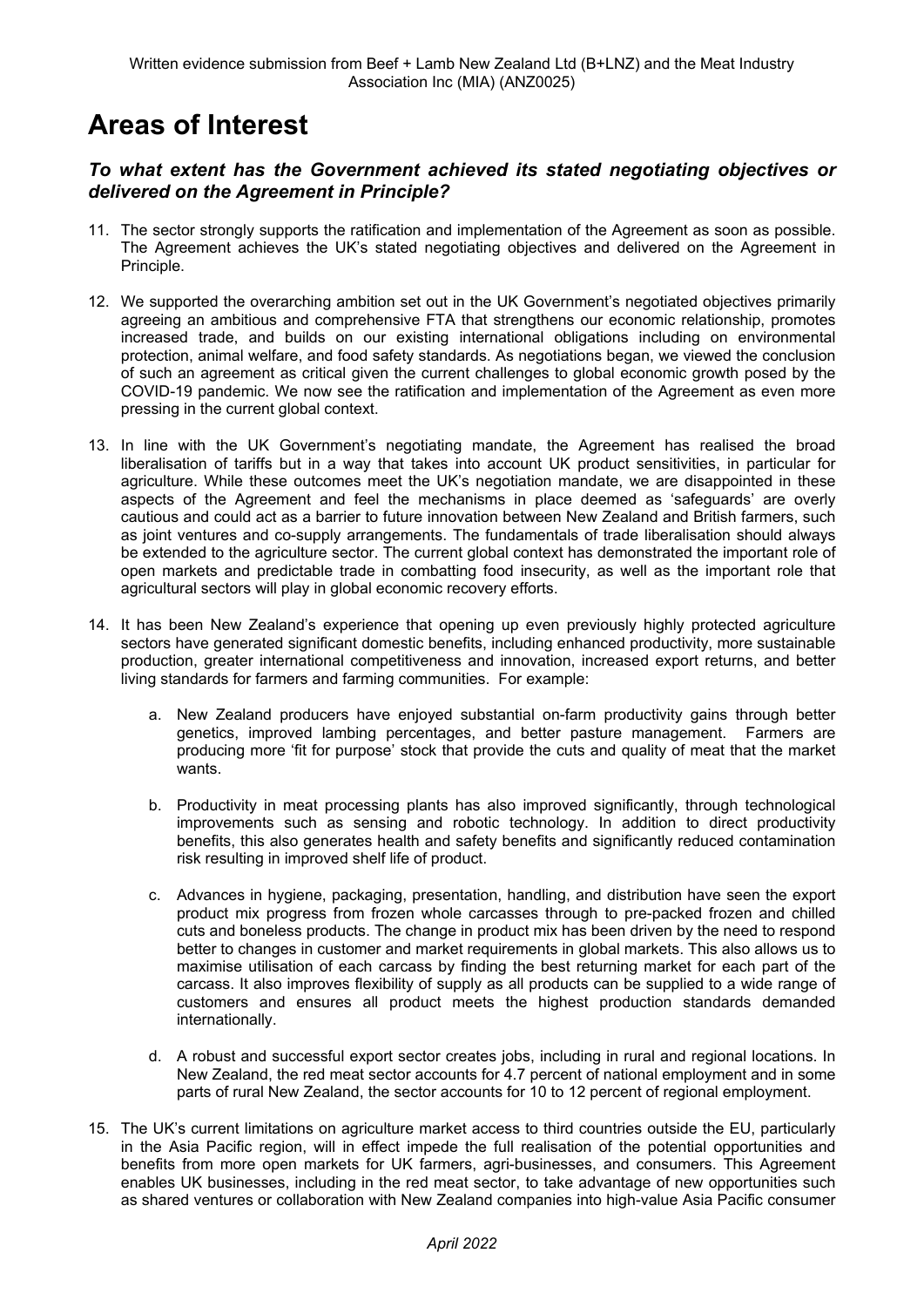# Areas of Interest

### *To what extent has the Government achieved its stated negotiating objectives or delivered on the Agreement in Principle?*

11. The sector strongly supports the ratification and implementation of the Agreement as soon as possible. The Agreement achieves the UK's stated negotiating objectives and delivered on the Agreement in Principle.

12. We supported the overarching ambition set out in the UK Government's negotiated objectives primarily agreeing an ambitious and comprehensive FTA that strengthens our economic relationship, promotes increased trade, and builds on our existing international obligations including on environmental protection, animal welfare, and food safety standards. As negotiations began, we viewed the conclusion of such an agreement as critical given the current challenges to global economic growth posed by the COVID-19 pandemic. We now see the ratification and implementation of the Agreement as even more pressing in the current global context.

13. In line with the UK Government's negotiating mandate, the Agreement has realised the broad liberalisation of tariffs but in a way that takes into account UK product sensitivities, in particular for agriculture. While these outcomes meet the UK's negotiation mandate, we are disappointed in these aspects of the Agreement and feel the mechanisms in place deemed as 'safeguards' are overly cautious and could act as a barrier to future innovation between New Zealand and British farmers, such as joint ventures and co-supply arrangements. The fundamentals of trade liberalisation should always be extended to the agriculture sector. The current global context has demonstrated the important role of open markets and predictable trade in combatting food insecurity, as well as the important role that agricultural sectors will play in global economic recovery efforts.

14. It has been New Zealand's experience that opening up even previously highly protected agriculture sectors have generated significant domestic benefits, including enhanced productivity, more sustainable production, greater international competitiveness and innovation, increased export returns, and better living standards for farmers and farming communities. For example:

    a. New Zealand producers have enjoyed substantial on-farm productivity gains through better genetics, improved lambing percentages, and better pasture management. Farmers are producing more 'fit for purpose' stock that provide the cuts and quality of meat that the market wants.

    b. Productivity in meat processing plants has also improved significantly, through technological improvements such as sensing and robotic technology. In addition to direct productivity benefits, this also generates health and safety benefits and significantly reduced contamination risk resulting in improved shelf life of product.

    c. Advances in hygiene, packaging, presentation, handling, and distribution have seen the export product mix progress from frozen whole carcasses through to pre-packed frozen and chilled cuts and boneless products. The change in product mix has been driven by the need to respond better to changes in customer and market requirements in global markets. This also allows us to maximise utilisation of each carcass by finding the best returning market for each part of the carcass. It also improves flexibility of supply as all products can be supplied to a wide range of customers and ensures all product meets the highest production standards demanded internationally.

    d. A robust and successful export sector creates jobs, including in rural and regional locations. In New Zealand, the red meat sector accounts for 4.7 percent of national employment and in some parts of rural New Zealand, the sector accounts for 10 to 12 percent of regional employment.

15. The UK's current limitations on agriculture market access to third countries outside the EU, particularly in the Asia Pacific region, will in effect impede the full realisation of the potential opportunities and benefits from more open markets for UK farmers, agri-businesses, and consumers. This Agreement enables UK businesses, including in the red meat sector, to take advantage of new opportunities such as shared ventures or collaboration with New Zealand companies into high-value Asia Pacific consumer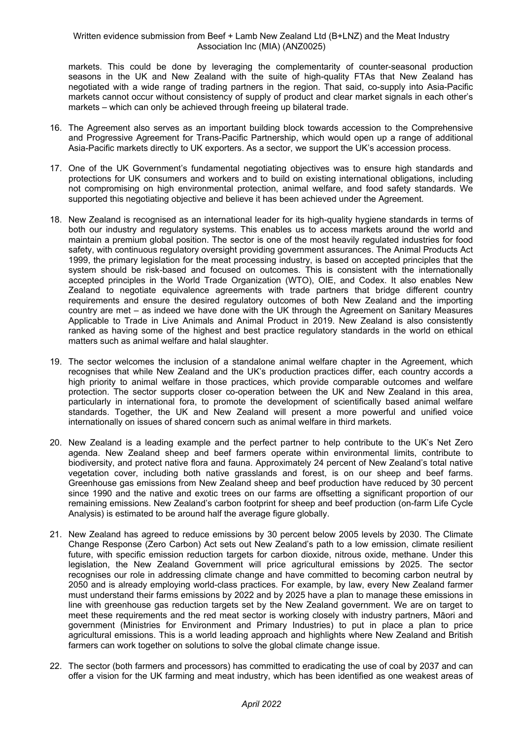markets. This could be done by leveraging the complementarity of counter-seasonal production seasons in the UK and New Zealand with the suite of high-quality FTAs that New Zealand has negotiated with a wide range of trading partners in the region. That said, co-supply into Asia-Pacific markets cannot occur without consistency of supply of product and clear market signals in each other's markets – which can only be achieved through freeing up bilateral trade.

16. The Agreement also serves as an important building block towards accession to the Comprehensive and Progressive Agreement for Trans-Pacific Partnership, which would open up a range of additional Asia-Pacific markets directly to UK exporters. As a sector, we support the UK's accession process.

17. One of the UK Government's fundamental negotiating objectives was to ensure high standards and protections for UK consumers and workers and to build on existing international obligations, including not compromising on high environmental protection, animal welfare, and food safety standards. We supported this negotiating objective and believe it has been achieved under the Agreement.

18. New Zealand is recognised as an international leader for its high-quality hygiene standards in terms of both our industry and regulatory systems. This enables us to access markets around the world and maintain a premium global position. The sector is one of the most heavily regulated industries for food safety, with continuous regulatory oversight providing government assurances. The Animal Products Act 1999, the primary legislation for the meat processing industry, is based on accepted principles that the system should be risk-based and focused on outcomes. This is consistent with the internationally accepted principles in the World Trade Organization (WTO), OIE, and Codex. It also enables New Zealand to negotiate equivalence agreements with trade partners that bridge different country requirements and ensure the desired regulatory outcomes of both New Zealand and the importing country are met – as indeed we have done with the UK through the Agreement on Sanitary Measures Applicable to Trade in Live Animals and Animal Product in 2019. New Zealand is also consistently ranked as having some of the highest and best practice regulatory standards in the world on ethical matters such as animal welfare and halal slaughter.

19. The sector welcomes the inclusion of a standalone animal welfare chapter in the Agreement, which recognises that while New Zealand and the UK's production practices differ, each country accords a high priority to animal welfare in those practices, which provide comparable outcomes and welfare protection. The sector supports closer co-operation between the UK and New Zealand in this area, particularly in international fora, to promote the development of scientifically based animal welfare standards. Together, the UK and New Zealand will present a more powerful and unified voice internationally on issues of shared concern such as animal welfare in third markets.

20. New Zealand is a leading example and the perfect partner to help contribute to the UK's Net Zero agenda. New Zealand sheep and beef farmers operate within environmental limits, contribute to biodiversity, and protect native flora and fauna. Approximately 24 percent of New Zealand's total native vegetation cover, including both native grasslands and forest, is on our sheep and beef farms. Greenhouse gas emissions from New Zealand sheep and beef production have reduced by 30 percent since 1990 and the native and exotic trees on our farms are offsetting a significant proportion of our remaining emissions. New Zealand's carbon footprint for sheep and beef production (on-farm Life Cycle Analysis) is estimated to be around half the average figure globally.

21. New Zealand has agreed to reduce emissions by 30 percent below 2005 levels by 2030. The Climate Change Response (Zero Carbon) Act sets out New Zealand's path to a low emission, climate resilient future, with specific emission reduction targets for carbon dioxide, nitrous oxide, methane. Under this legislation, the New Zealand Government will price agricultural emissions by 2025. The sector recognises our role in addressing climate change and have committed to becoming carbon neutral by 2050 and is already employing world-class practices. For example, by law, every New Zealand farmer must understand their farms emissions by 2022 and by 2025 have a plan to manage these emissions in line with greenhouse gas reduction targets set by the New Zealand government. We are on target to meet these requirements and the red meat sector is working closely with industry partners, Māori and government (Ministries for Environment and Primary Industries) to put in place a plan to price agricultural emissions. This is a world leading approach and highlights where New Zealand and British farmers can work together on solutions to solve the global climate change issue.

22. The sector (both farmers and processors) has committed to eradicating the use of coal by 2037 and can offer a vision for the UK farming and meat industry, which has been identified as one weakest areas of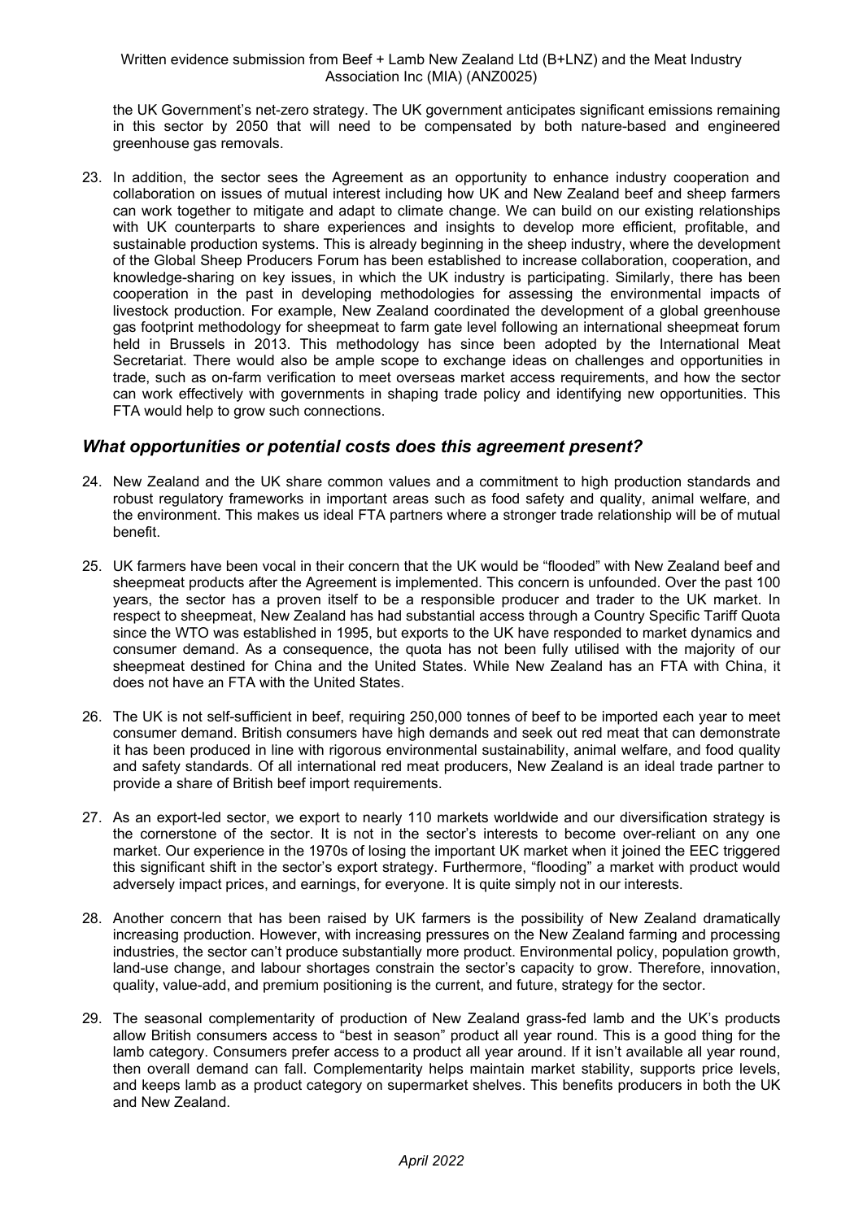the UK Government's net-zero strategy. The UK government anticipates significant emissions remaining in this sector by 2050 that will need to be compensated by both nature-based and engineered greenhouse gas removals.

23. In addition, the sector sees the Agreement as an opportunity to enhance industry cooperation and collaboration on issues of mutual interest including how UK and New Zealand beef and sheep farmers can work together to mitigate and adapt to climate change. We can build on our existing relationships with UK counterparts to share experiences and insights to develop more efficient, profitable, and sustainable production systems. This is already beginning in the sheep industry, where the development of the Global Sheep Producers Forum has been established to increase collaboration, cooperation, and knowledge-sharing on key issues, in which the UK industry is participating. Similarly, there has been cooperation in the past in developing methodologies for assessing the environmental impacts of livestock production. For example, New Zealand coordinated the development of a global greenhouse gas footprint methodology for sheepmeat to farm gate level following an international sheepmeat forum held in Brussels in 2013. This methodology has since been adopted by the International Meat Secretariat. There would also be ample scope to exchange ideas on challenges and opportunities in trade, such as on-farm verification to meet overseas market access requirements, and how the sector can work effectively with governments in shaping trade policy and identifying new opportunities. This FTA would help to grow such connections.

## *What opportunities or potential costs does this agreement present?*

24. New Zealand and the UK share common values and a commitment to high production standards and robust regulatory frameworks in important areas such as food safety and quality, animal welfare, and the environment. This makes us ideal FTA partners where a stronger trade relationship will be of mutual benefit.

25. UK farmers have been vocal in their concern that the UK would be "flooded" with New Zealand beef and sheepmeat products after the Agreement is implemented. This concern is unfounded. Over the past 100 years, the sector has a proven itself to be a responsible producer and trader to the UK market. In respect to sheepmeat, New Zealand has had substantial access through a Country Specific Tariff Quota since the WTO was established in 1995, but exports to the UK have responded to market dynamics and consumer demand. As a consequence, the quota has not been fully utilised with the majority of our sheepmeat destined for China and the United States. While New Zealand has an FTA with China, it does not have an FTA with the United States.

26. The UK is not self-sufficient in beef, requiring 250,000 tonnes of beef to be imported each year to meet consumer demand. British consumers have high demands and seek out red meat that can demonstrate it has been produced in line with rigorous environmental sustainability, animal welfare, and food quality and safety standards. Of all international red meat producers, New Zealand is an ideal trade partner to provide a share of British beef import requirements.

27. As an export-led sector, we export to nearly 110 markets worldwide and our diversification strategy is the cornerstone of the sector. It is not in the sector's interests to become over-reliant on any one market. Our experience in the 1970s of losing the important UK market when it joined the EEC triggered this significant shift in the sector's export strategy. Furthermore, "flooding" a market with product would adversely impact prices, and earnings, for everyone. It is quite simply not in our interests.

28. Another concern that has been raised by UK farmers is the possibility of New Zealand dramatically increasing production. However, with increasing pressures on the New Zealand farming and processing industries, the sector can't produce substantially more product. Environmental policy, population growth, land-use change, and labour shortages constrain the sector's capacity to grow. Therefore, innovation, quality, value-add, and premium positioning is the current, and future, strategy for the sector.

29. The seasonal complementarity of production of New Zealand grass-fed lamb and the UK's products allow British consumers access to "best in season" product all year round. This is a good thing for the lamb category. Consumers prefer access to a product all year around. If it isn't available all year round, then overall demand can fall. Complementarity helps maintain market stability, supports price levels, and keeps lamb as a product category on supermarket shelves. This benefits producers in both the UK and New Zealand.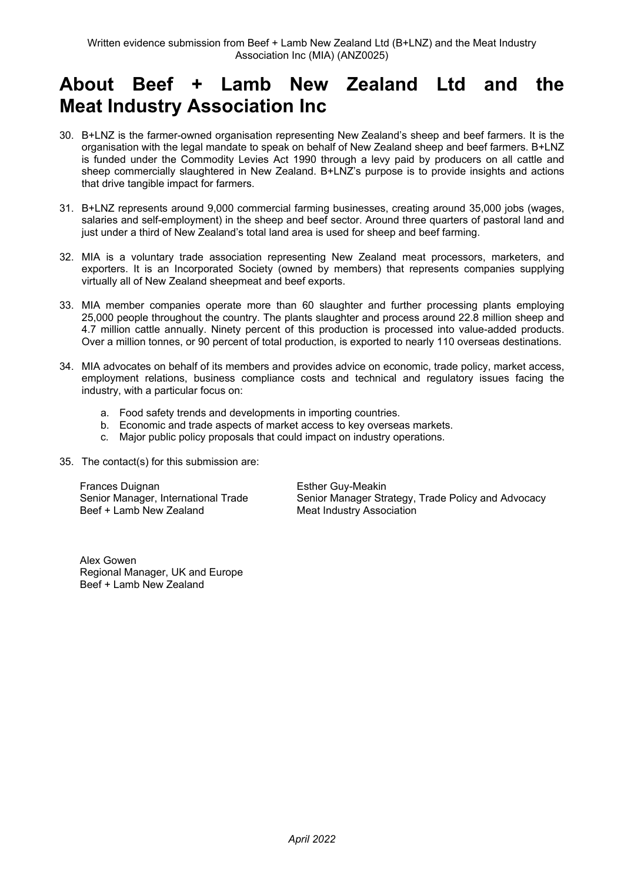# About Beef + Lamb New Zealand Ltd and the Meat Industry Association Inc

30. B+LNZ is the farmer-owned organisation representing New Zealand's sheep and beef farmers. It is the organisation with the legal mandate to speak on behalf of New Zealand sheep and beef farmers. B+LNZ is funded under the Commodity Levies Act 1990 through a levy paid by producers on all cattle and sheep commercially slaughtered in New Zealand. B+LNZ's purpose is to provide insights and actions that drive tangible impact for farmers.

31. B+LNZ represents around 9,000 commercial farming businesses, creating around 35,000 jobs (wages, salaries and self-employment) in the sheep and beef sector. Around three quarters of pastoral land and just under a third of New Zealand's total land area is used for sheep and beef farming.

32. MIA is a voluntary trade association representing New Zealand meat processors, marketers, and exporters. It is an Incorporated Society (owned by members) that represents companies supplying virtually all of New Zealand sheepmeat and beef exports.

33. MIA member companies operate more than 60 slaughter and further processing plants employing 25,000 people throughout the country. The plants slaughter and process around 22.8 million sheep and 4.7 million cattle annually. Ninety percent of this production is processed into value-added products. Over a million tonnes, or 90 percent of total production, is exported to nearly 110 overseas destinations.

34. MIA advocates on behalf of its members and provides advice on economic, trade policy, market access, employment relations, business compliance costs and technical and regulatory issues facing the industry, with a particular focus on:

    a. Food safety trends and developments in importing countries.
    b. Economic and trade aspects of market access to key overseas markets.
    c. Major public policy proposals that could impact on industry operations.

35. The contact(s) for this submission are:

Frances Duignan
Senior Manager, International Trade
Beef + Lamb New Zealand

Esther Guy-Meakin
Senior Manager Strategy, Trade Policy and Advocacy
Meat Industry Association

Alex Gowen
Regional Manager, UK and Europe
Beef + Lamb New Zealand

*April 2022*